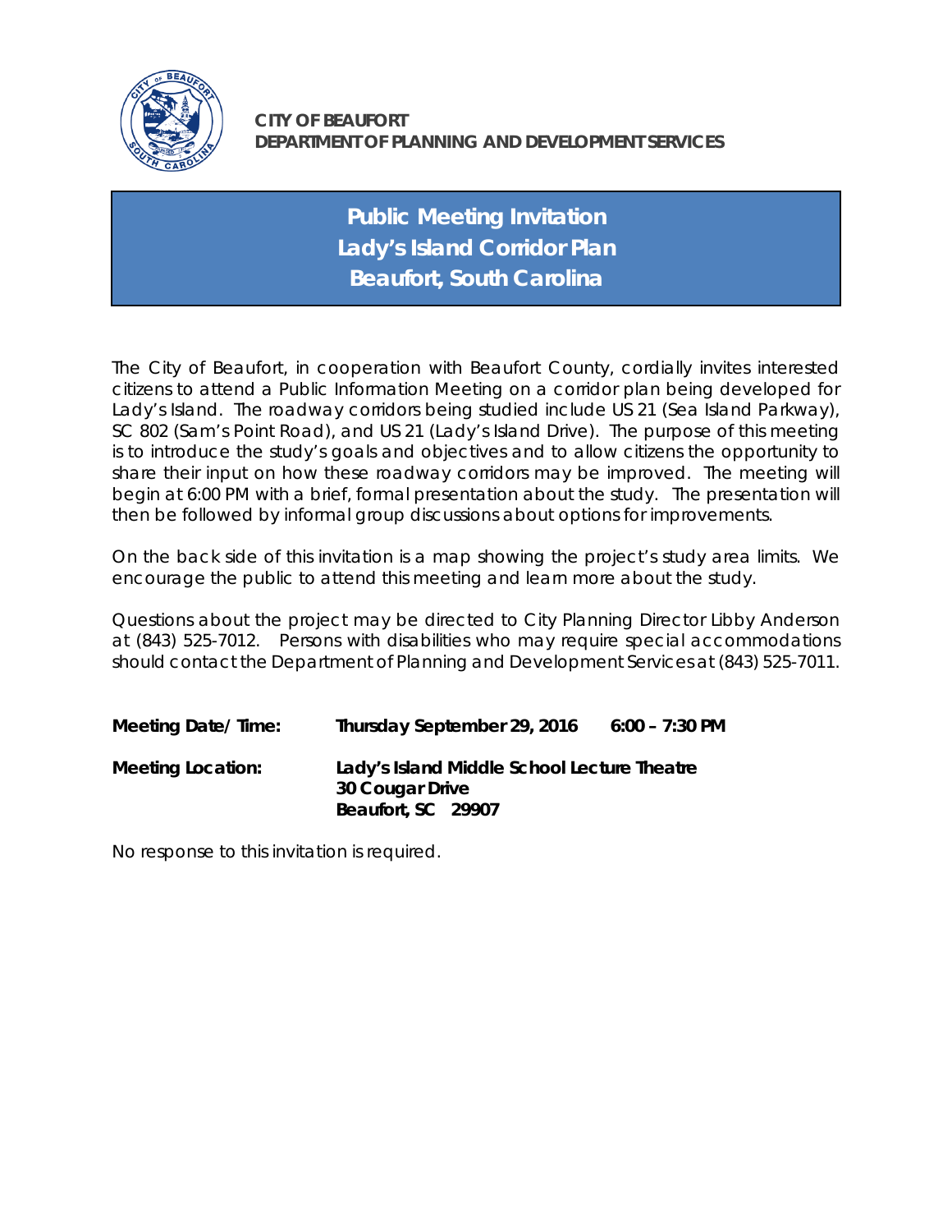**CITY OF BEAUFORT**
**DEPARTMENT OF PLANNING AND DEVELOPMENT SERVICES**

# Public Meeting Invitation
# Lady's Island Corridor Plan
# Beaufort, South Carolina

The City of Beaufort, in cooperation with Beaufort County, cordially invites interested citizens to attend a Public Information Meeting on a corridor plan being developed for Lady's Island. The roadway corridors being studied include US 21 (Sea Island Parkway), SC 802 (Sam's Point Road), and US 21 (Lady's Island Drive). The purpose of this meeting is to introduce the study's goals and objectives and to allow citizens the opportunity to share their input on how these roadway corridors may be improved. The meeting will begin at 6:00 PM with a brief, formal presentation about the study. The presentation will then be followed by informal group discussions about options for improvements.

On the back side of this invitation is a map showing the project's study area limits. We encourage the public to attend this meeting and learn more about the study.

Questions about the project may be directed to City Planning Director Libby Anderson at (843) 525-7012. Persons with disabilities who may require special accommodations should contact the Department of Planning and Development Services at (843) 525-7011.

**Meeting Date/ Time:** **Thursday September 29, 2016 6:00 – 7:30 PM**

**Meeting Location:** **Lady's Island Middle School Lecture Theatre**
**30 Cougar Drive**
**Beaufort, SC 29907**

No response to this invitation is required.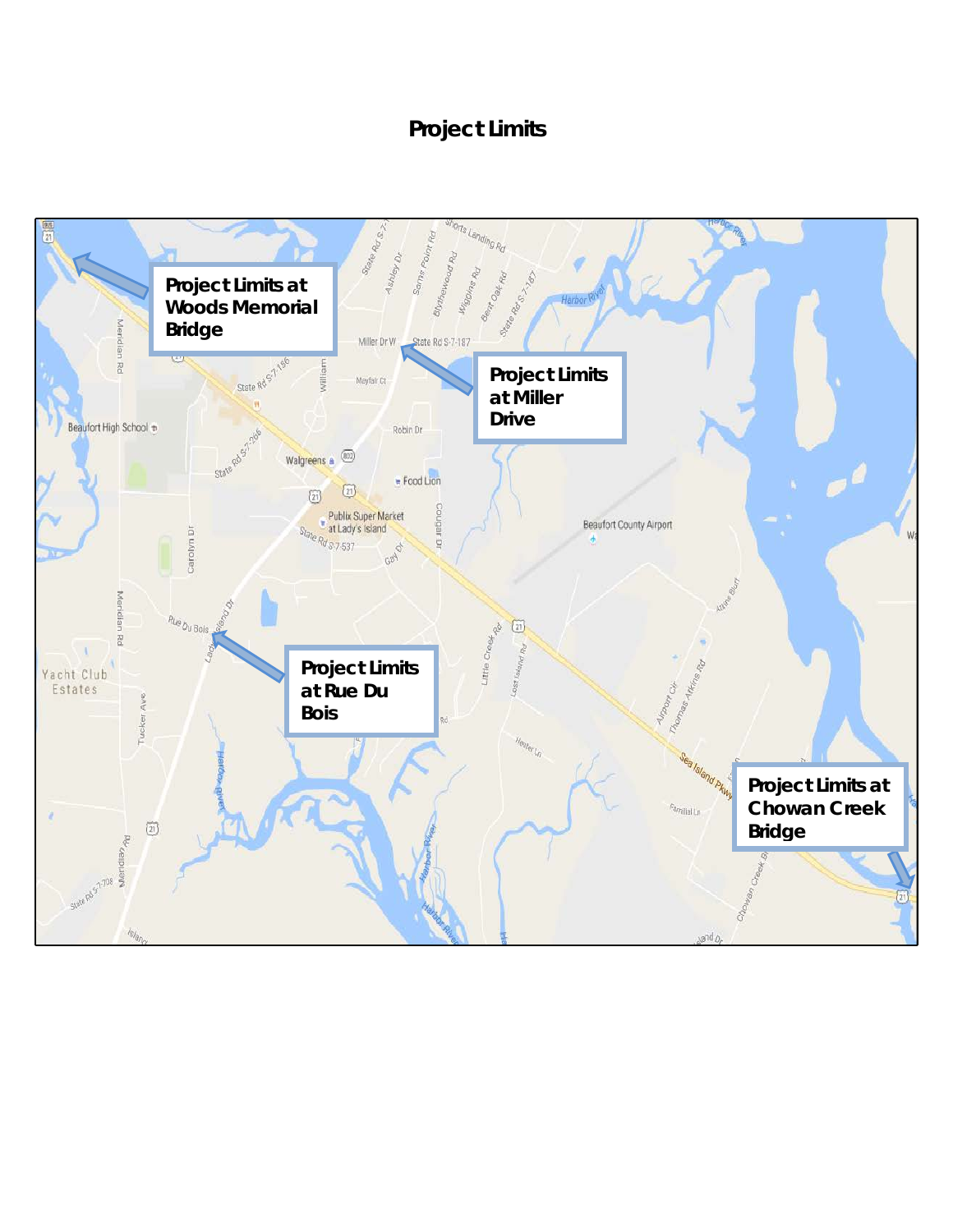# Project Limits

Project Limits at Woods Memorial Bridge

Project Limits at Miller Drive

Project Limits at Rue Du Bois

Project Limits at Chowan Creek Bridge